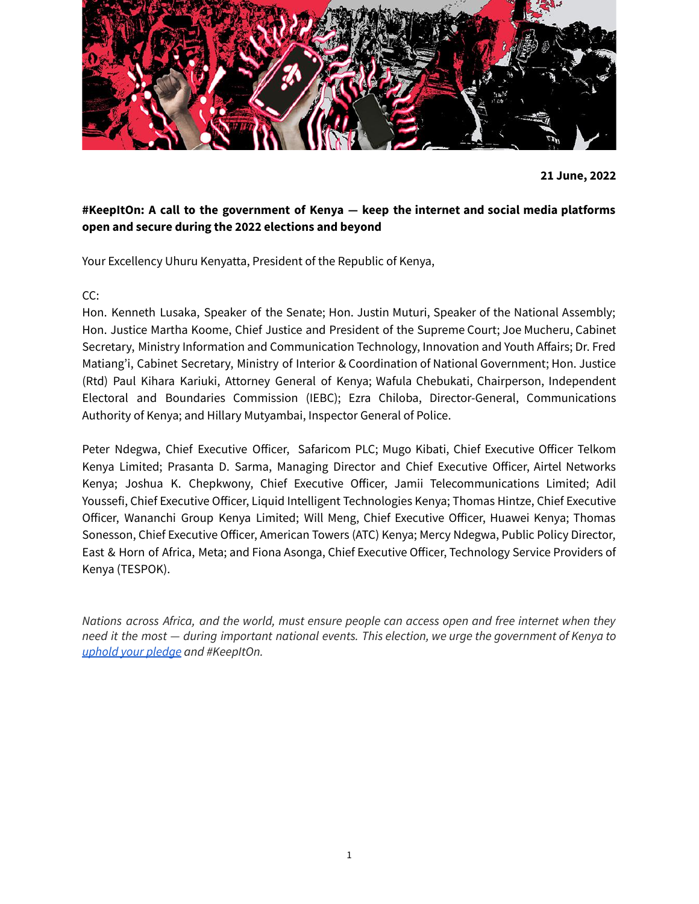**21 June, 2022**

**#KeepItOn: A call to the government of Kenya — keep the internet and social media platforms open and secure during the 2022 elections and beyond**

Your Excellency Uhuru Kenyatta, President of the Republic of Kenya,

CC:
Hon. Kenneth Lusaka, Speaker of the Senate; Hon. Justin Muturi, Speaker of the National Assembly; Hon. Justice Martha Koome, Chief Justice and President of the Supreme Court; Joe Mucheru, Cabinet Secretary, Ministry Information and Communication Technology, Innovation and Youth Affairs; Dr. Fred Matiang'i, Cabinet Secretary, Ministry of Interior & Coordination of National Government; Hon. Justice (Rtd) Paul Kihara Kariuki, Attorney General of Kenya; Wafula Chebukati, Chairperson, Independent Electoral and Boundaries Commission (IEBC); Ezra Chiloba, Director-General, Communications Authority of Kenya; and Hillary Mutyambai, Inspector General of Police.

Peter Ndegwa, Chief Executive Officer, Safaricom PLC; Mugo Kibati, Chief Executive Officer Telkom Kenya Limited; Prasanta D. Sarma, Managing Director and Chief Executive Officer, Airtel Networks Kenya; Joshua K. Chepkwony, Chief Executive Officer, Jamii Telecommunications Limited; Adil Youssefi, Chief Executive Officer, Liquid Intelligent Technologies Kenya; Thomas Hintze, Chief Executive Officer, Wananchi Group Kenya Limited; Will Meng, Chief Executive Officer, Huawei Kenya; Thomas Sonesson, Chief Executive Officer, American Towers (ATC) Kenya; Mercy Ndegwa, Public Policy Director, East & Horn of Africa, Meta; and Fiona Asonga, Chief Executive Officer, Technology Service Providers of Kenya (TESPOK).

*Nations across Africa, and the world, must ensure people can access open and free internet when they need it the most — during important national events. This election, we urge the government of Kenya to uphold your pledge and #KeepItOn.*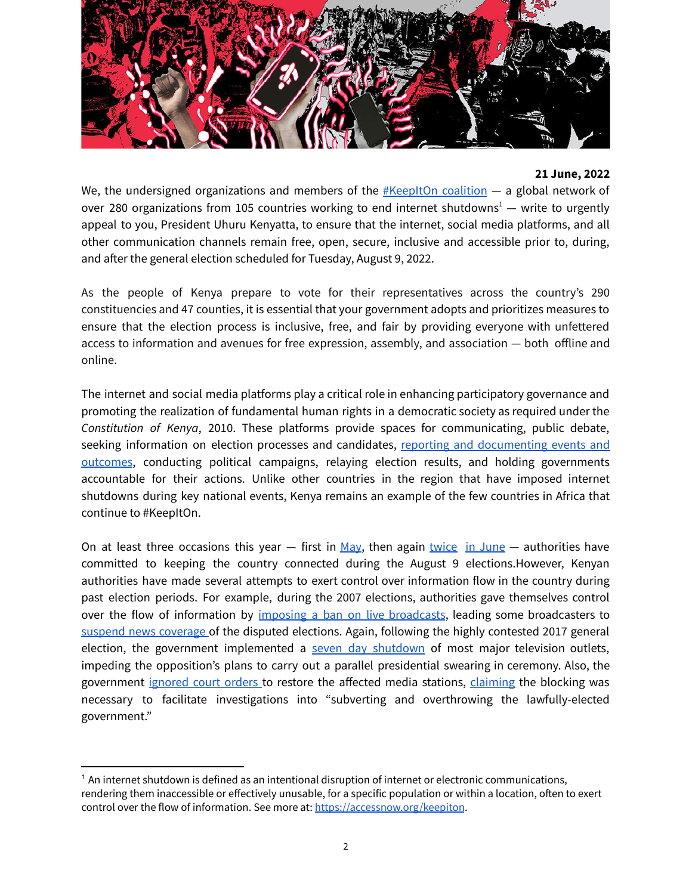**21 June, 2022**

We, the undersigned organizations and members of the #KeepItOn coalition — a global network of over 280 organizations from 105 countries working to end internet shutdowns[1] — write to urgently appeal to you, President Uhuru Kenyatta, to ensure that the internet, social media platforms, and all other communication channels remain free, open, secure, inclusive and accessible prior to, during, and after the general election scheduled for Tuesday, August 9, 2022.

As the people of Kenya prepare to vote for their representatives across the country's 290 constituencies and 47 counties, it is essential that your government adopts and prioritizes measures to ensure that the election process is inclusive, free, and fair by providing everyone with unfettered access to information and avenues for free expression, assembly, and association — both offline and online.

The internet and social media platforms play a critical role in enhancing participatory governance and promoting the realization of fundamental human rights in a democratic society as required under the *Constitution of Kenya*, 2010. These platforms provide spaces for communicating, public debate, seeking information on election processes and candidates, reporting and documenting events and outcomes, conducting political campaigns, relaying election results, and holding governments accountable for their actions. Unlike other countries in the region that have imposed internet shutdowns during key national events, Kenya remains an example of the few countries in Africa that continue to #KeepItOn.

On at least three occasions this year — first in May, then again twice in June — authorities have committed to keeping the country connected during the August 9 elections.However, Kenyan authorities have made several attempts to exert control over information flow in the country during past election periods. For example, during the 2007 elections, authorities gave themselves control over the flow of information by imposing a ban on live broadcasts, leading some broadcasters to suspend news coverage of the disputed elections. Again, following the highly contested 2017 general election, the government implemented a seven day shutdown of most major television outlets, impeding the opposition's plans to carry out a parallel presidential swearing in ceremony. Also, the government ignored court orders to restore the affected media stations, claiming the blocking was necessary to facilitate investigations into "subverting and overthrowing the lawfully-elected government."

---

[1] An internet shutdown is defined as an intentional disruption of internet or electronic communications, rendering them inaccessible or effectively unusable, for a specific population or within a location, often to exert control over the flow of information. See more at: https://accessnow.org/keepiton.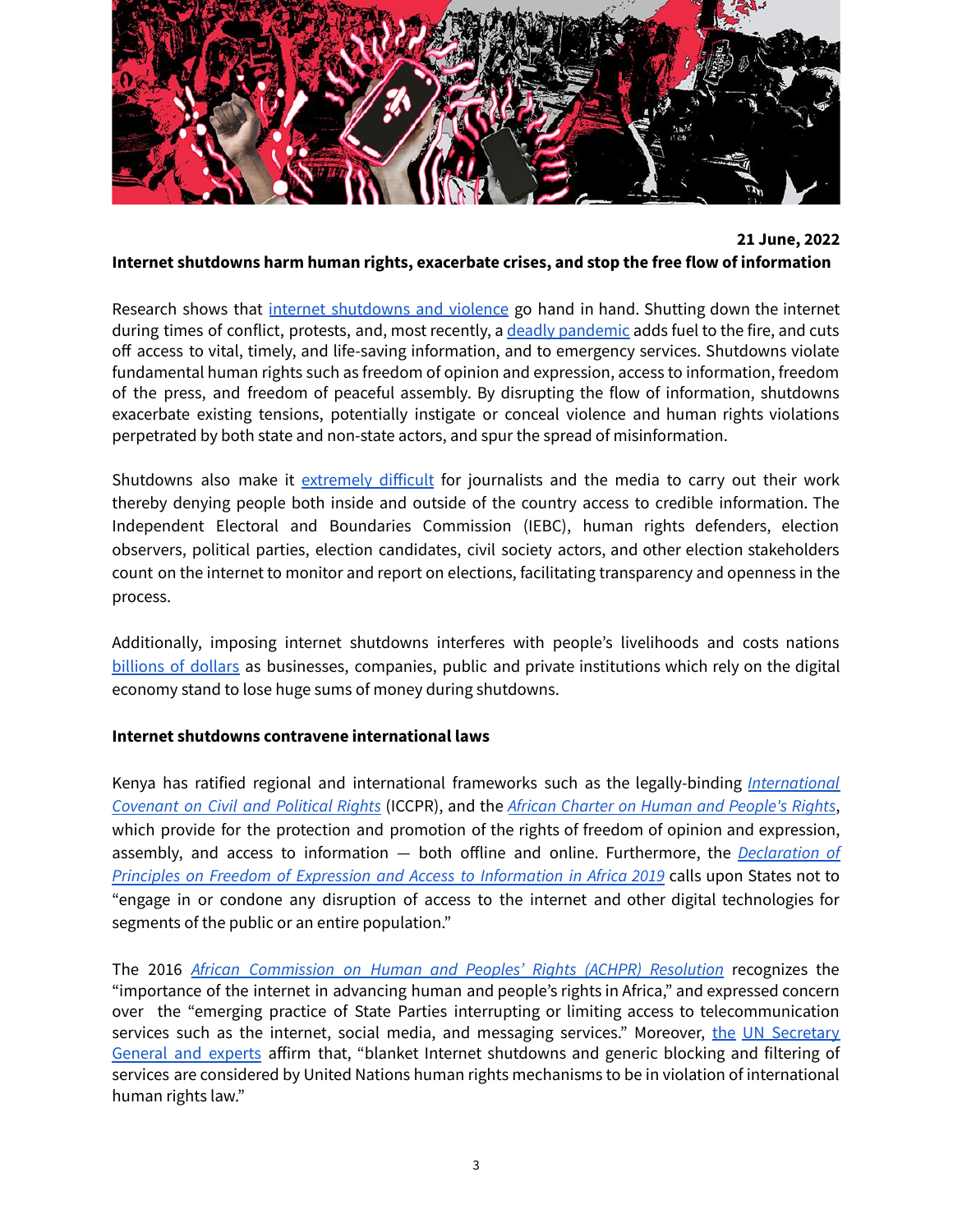**21 June, 2022**

**Internet shutdowns harm human rights, exacerbate crises, and stop the free flow of information**

Research shows that internet shutdowns and violence go hand in hand. Shutting down the internet during times of conflict, protests, and, most recently, a deadly pandemic adds fuel to the fire, and cuts off access to vital, timely, and life-saving information, and to emergency services. Shutdowns violate fundamental human rights such as freedom of opinion and expression, access to information, freedom of the press, and freedom of peaceful assembly. By disrupting the flow of information, shutdowns exacerbate existing tensions, potentially instigate or conceal violence and human rights violations perpetrated by both state and non-state actors, and spur the spread of misinformation.

Shutdowns also make it extremely difficult for journalists and the media to carry out their work thereby denying people both inside and outside of the country access to credible information. The Independent Electoral and Boundaries Commission (IEBC), human rights defenders, election observers, political parties, election candidates, civil society actors, and other election stakeholders count on the internet to monitor and report on elections, facilitating transparency and openness in the process.

Additionally, imposing internet shutdowns interferes with people's livelihoods and costs nations billions of dollars as businesses, companies, public and private institutions which rely on the digital economy stand to lose huge sums of money during shutdowns.

**Internet shutdowns contravene international laws**

Kenya has ratified regional and international frameworks such as the legally-binding *International Covenant on Civil and Political Rights* (ICCPR), and the *African Charter on Human and People's Rights*, which provide for the protection and promotion of the rights of freedom of opinion and expression, assembly, and access to information — both offline and online. Furthermore, the *Declaration of Principles on Freedom of Expression and Access to Information in Africa 2019* calls upon States not to "engage in or condone any disruption of access to the internet and other digital technologies for segments of the public or an entire population."

The 2016 *African Commission on Human and Peoples' Rights (ACHPR) Resolution* recognizes the "importance of the internet in advancing human and people's rights in Africa," and expressed concern over the "emerging practice of State Parties interrupting or limiting access to telecommunication services such as the internet, social media, and messaging services." Moreover, the UN Secretary General and experts affirm that, "blanket Internet shutdowns and generic blocking and filtering of services are considered by United Nations human rights mechanisms to be in violation of international human rights law."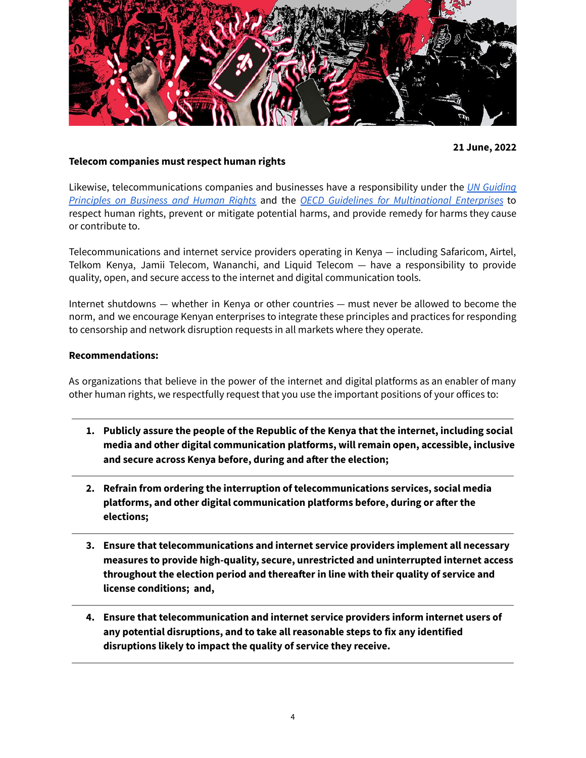**21 June, 2022**

**Telecom companies must respect human rights**

Likewise, telecommunications companies and businesses have a responsibility under the *UN Guiding Principles on Business and Human Rights* and the *OECD Guidelines for Multinational Enterprises* to respect human rights, prevent or mitigate potential harms, and provide remedy for harms they cause or contribute to.

Telecommunications and internet service providers operating in Kenya — including Safaricom, Airtel, Telkom Kenya, Jamii Telecom, Wananchi, and Liquid Telecom — have a responsibility to provide quality, open, and secure access to the internet and digital communication tools.

Internet shutdowns — whether in Kenya or other countries — must never be allowed to become the norm, and we encourage Kenyan enterprises to integrate these principles and practices for responding to censorship and network disruption requests in all markets where they operate.

**Recommendations:**

As organizations that believe in the power of the internet and digital platforms as an enabler of many other human rights, we respectfully request that you use the important positions of your offices to:

1. **Publicly assure the people of the Republic of the Kenya that the internet, including social media and other digital communication platforms, will remain open, accessible, inclusive and secure across Kenya before, during and after the election;**
2. **Refrain from ordering the interruption of telecommunications services, social media platforms, and other digital communication platforms before, during or after the elections;**
3. **Ensure that telecommunications and internet service providers implement all necessary measures to provide high-quality, secure, unrestricted and uninterrupted internet access throughout the election period and thereafter in line with their quality of service and license conditions; and,**
4. **Ensure that telecommunication and internet service providers inform internet users of any potential disruptions, and to take all reasonable steps to fix any identified disruptions likely to impact the quality of service they receive.**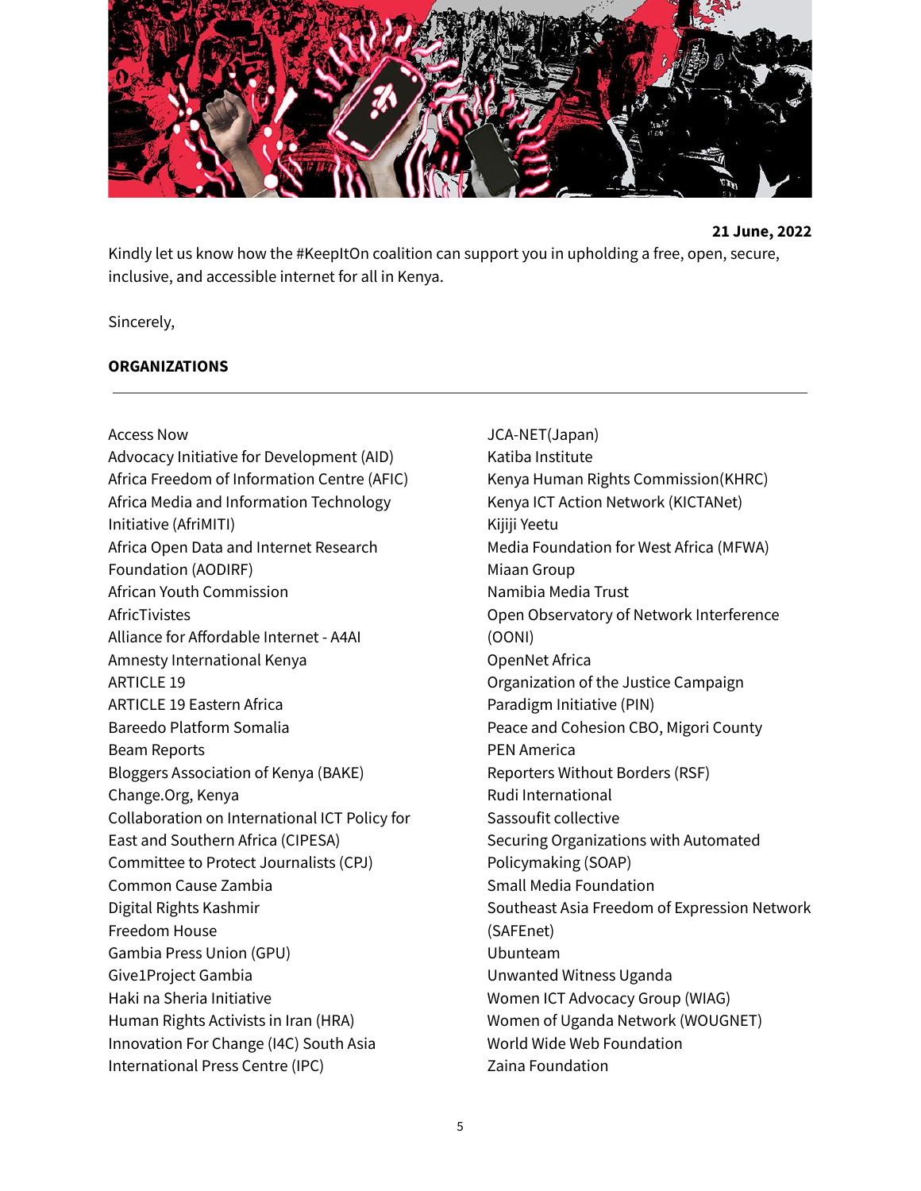**21 June, 2022**

Kindly let us know how the #KeepItOn coalition can support you in upholding a free, open, secure, inclusive, and accessible internet for all in Kenya.

Sincerely,

**ORGANIZATIONS**

---

Access Now
Advocacy Initiative for Development (AID)
Africa Freedom of Information Centre (AFIC)
Africa Media and Information Technology Initiative (AfriMITI)
Africa Open Data and Internet Research Foundation (AODIRF)
African Youth Commission
AfricTivistes
Alliance for Affordable Internet - A4AI
Amnesty International Kenya
ARTICLE 19
ARTICLE 19 Eastern Africa
Bareedo Platform Somalia
Beam Reports
Bloggers Association of Kenya (BAKE)
Change.Org, Kenya
Collaboration on International ICT Policy for East and Southern Africa (CIPESA)
Committee to Protect Journalists (CPJ)
Common Cause Zambia
Digital Rights Kashmir
Freedom House
Gambia Press Union (GPU)
Give1Project Gambia
Haki na Sheria Initiative
Human Rights Activists in Iran (HRA)
Innovation For Change (I4C) South Asia
International Press Centre (IPC)
JCA-NET(Japan)
Katiba Institute
Kenya Human Rights Commission(KHRC)
Kenya ICT Action Network (KICTANet)
Kijiji Yeetu
Media Foundation for West Africa (MFWA)
Miaan Group
Namibia Media Trust
Open Observatory of Network Interference (OONI)
OpenNet Africa
Organization of the Justice Campaign
Paradigm Initiative (PIN)
Peace and Cohesion CBO, Migori County
PEN America
Reporters Without Borders (RSF)
Rudi International
Sassoufit collective
Securing Organizations with Automated Policymaking (SOAP)
Small Media Foundation
Southeast Asia Freedom of Expression Network (SAFEnet)
Ubunteam
Unwanted Witness Uganda
Women ICT Advocacy Group (WIAG)
Women of Uganda Network (WOUGNET)
World Wide Web Foundation
Zaina Foundation